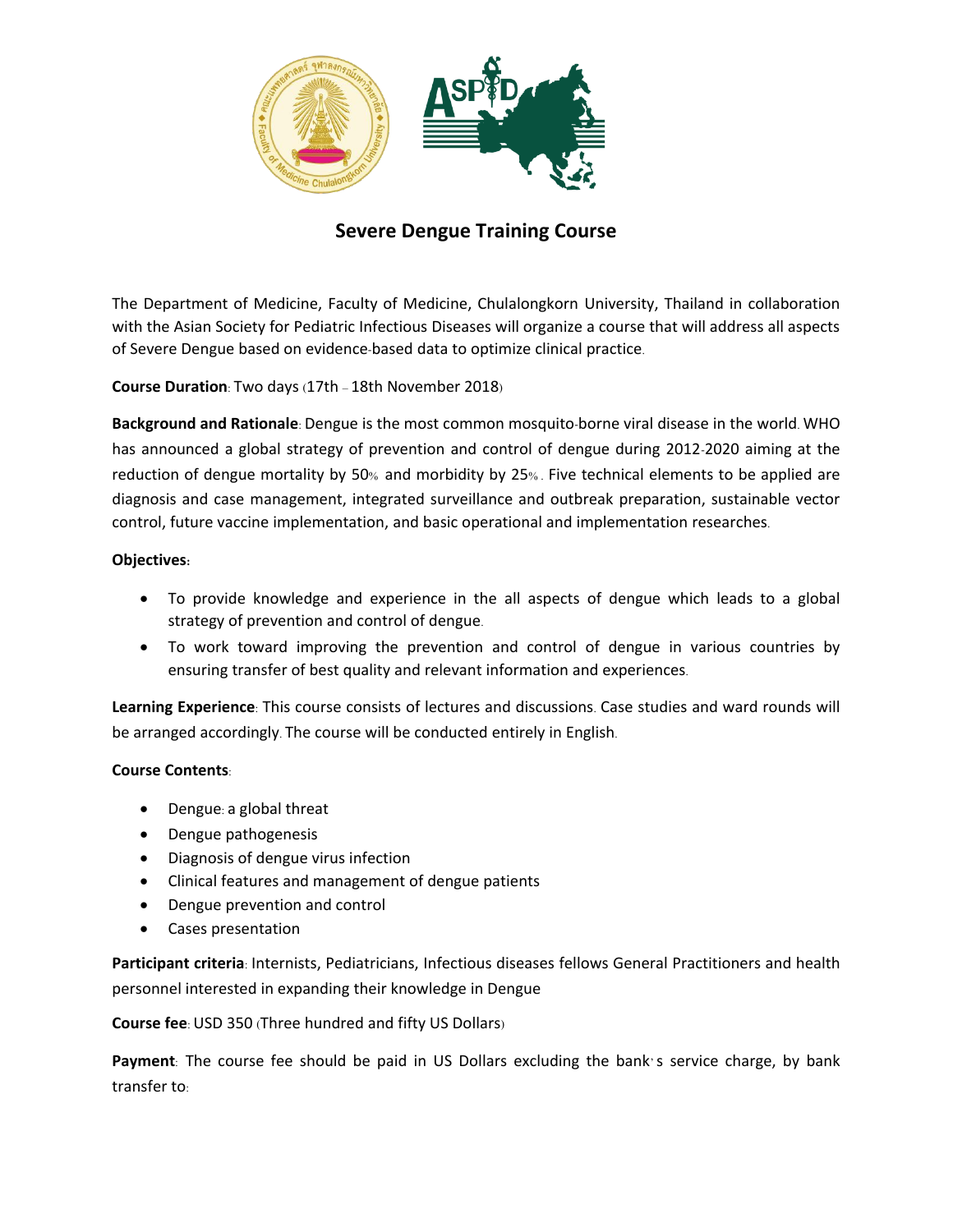# Severe Dengue Training Course

The Department of Medicine, Faculty of Medicine, Chulalongkorn University, Thailand in collaboration with the Asian Society for Pediatric Infectious Diseases will organize a course that will address all aspects of Severe Dengue based on evidence-based data to optimize clinical practice.

**Course Duration**: Two days (17th – 18th November 2018)

**Background and Rationale**: Dengue is the most common mosquito-borne viral disease in the world. WHO has announced a global strategy of prevention and control of dengue during 2012-2020 aiming at the reduction of dengue mortality by 50% and morbidity by 25%. Five technical elements to be applied are diagnosis and case management, integrated surveillance and outbreak preparation, sustainable vector control, future vaccine implementation, and basic operational and implementation researches.

**Objectives:**

- To provide knowledge and experience in the all aspects of dengue which leads to a global strategy of prevention and control of dengue.
- To work toward improving the prevention and control of dengue in various countries by ensuring transfer of best quality and relevant information and experiences.

**Learning Experience**: This course consists of lectures and discussions. Case studies and ward rounds will be arranged accordingly. The course will be conducted entirely in English.

**Course Contents**:

- Dengue: a global threat
- Dengue pathogenesis
- Diagnosis of dengue virus infection
- Clinical features and management of dengue patients
- Dengue prevention and control
- Cases presentation

**Participant criteria**: Internists, Pediatricians, Infectious diseases fellows General Practitioners and health personnel interested in expanding their knowledge in Dengue

**Course fee**: USD 350 (Three hundred and fifty US Dollars)

**Payment**: The course fee should be paid in US Dollars excluding the bank's service charge, by bank transfer to: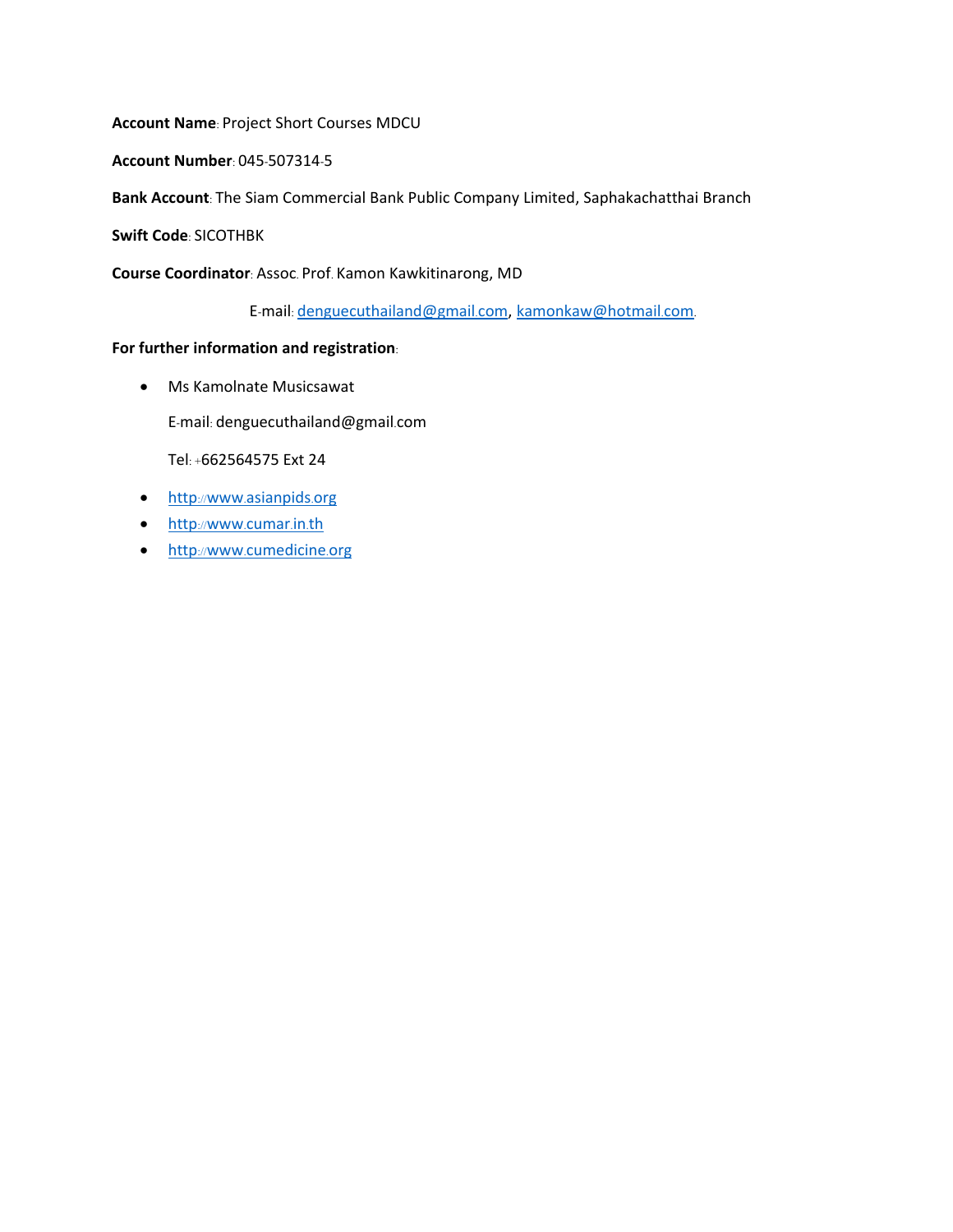**Account Name**: Project Short Courses MDCU

**Account Number**: 045-507314-5

**Bank Account**: The Siam Commercial Bank Public Company Limited, Saphakachatthai Branch

**Swift Code**: SICOTHBK

**Course Coordinator**: Assoc. Prof. Kamon Kawkitinarong, MD

E-mail: denguecuthailand@gmail.com, kamonkaw@hotmail.com.

**For further information and registration**:

- Ms Kamolnate Musicsawat

  E-mail: denguecuthailand@gmail.com

  Tel: +662564575 Ext 24

- http://www.asianpids.org
- http://www.cumar.in.th
- http://www.cumedicine.org